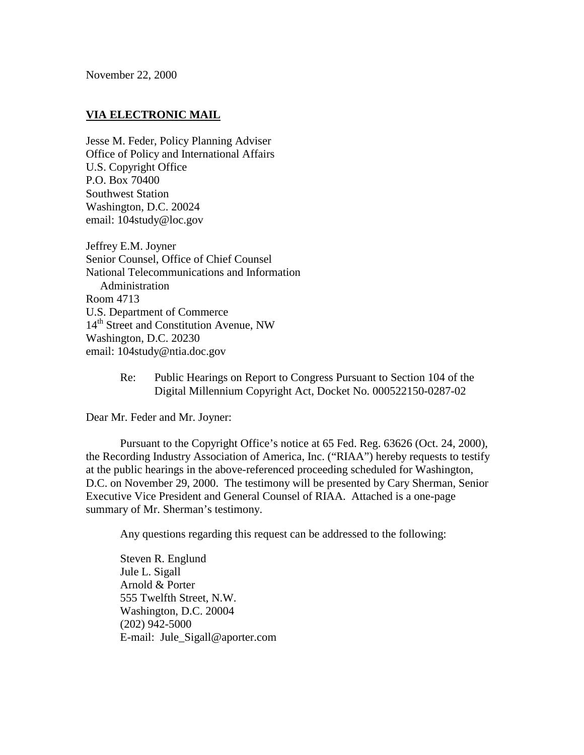November 22, 2000

**VIA ELECTRONIC MAIL**

Jesse M. Feder, Policy Planning Adviser
Office of Policy and International Affairs
U.S. Copyright Office
P.O. Box 70400
Southwest Station
Washington, D.C. 20024
email: 104study@loc.gov

Jeffrey E.M. Joyner
Senior Counsel, Office of Chief Counsel
National Telecommunications and Information
Administration
Room 4713
U.S. Department of Commerce
14th Street and Constitution Avenue, NW
Washington, D.C. 20230
email: 104study@ntia.doc.gov

Re: Public Hearings on Report to Congress Pursuant to Section 104 of the Digital Millennium Copyright Act, Docket No. 000522150-0287-02

Dear Mr. Feder and Mr. Joyner:

Pursuant to the Copyright Office's notice at 65 Fed. Reg. 63626 (Oct. 24, 2000), the Recording Industry Association of America, Inc. ("RIAA") hereby requests to testify at the public hearings in the above-referenced proceeding scheduled for Washington, D.C. on November 29, 2000. The testimony will be presented by Cary Sherman, Senior Executive Vice President and General Counsel of RIAA. Attached is a one-page summary of Mr. Sherman's testimony.

Any questions regarding this request can be addressed to the following:

Steven R. Englund
Jule L. Sigall
Arnold & Porter
555 Twelfth Street, N.W.
Washington, D.C. 20004
(202) 942-5000
E-mail: Jule_Sigall@aporter.com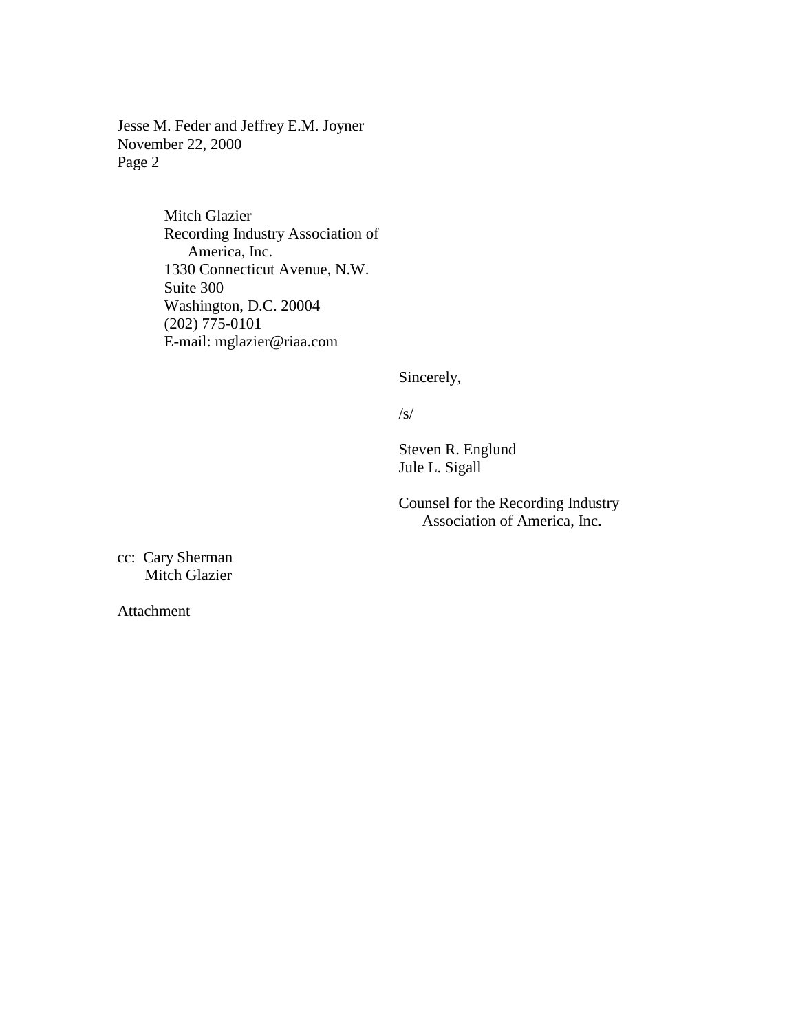Mitch Glazier
Recording Industry Association of
America, Inc.
1330 Connecticut Avenue, N.W.
Suite 300
Washington, D.C. 20004
(202) 775-0101
E-mail: mglazier@riaa.com

Sincerely,

/s/

Steven R. Englund
Jule L. Sigall

Counsel for the Recording Industry
Association of America, Inc.

cc: Cary Sherman
Mitch Glazier

Attachment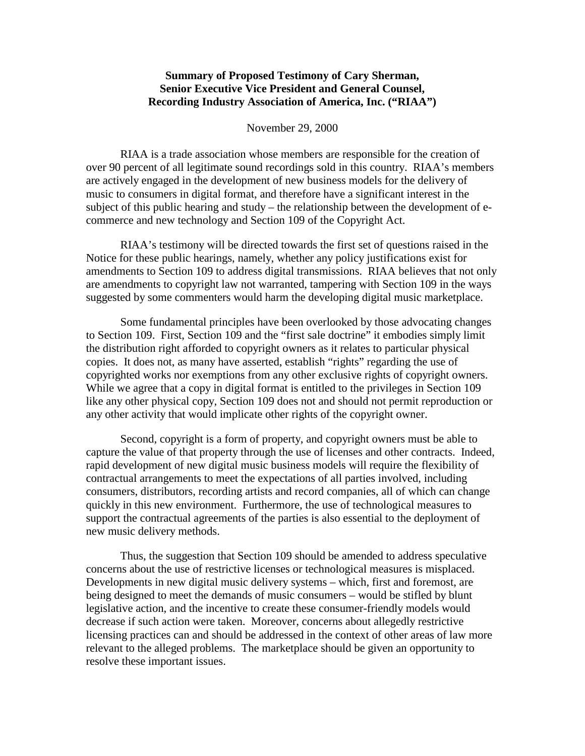**Summary of Proposed Testimony of Cary Sherman,**
**Senior Executive Vice President and General Counsel,**
**Recording Industry Association of America, Inc. ("RIAA")**

November 29, 2000

RIAA is a trade association whose members are responsible for the creation of over 90 percent of all legitimate sound recordings sold in this country. RIAA's members are actively engaged in the development of new business models for the delivery of music to consumers in digital format, and therefore have a significant interest in the subject of this public hearing and study – the relationship between the development of e-commerce and new technology and Section 109 of the Copyright Act.

RIAA's testimony will be directed towards the first set of questions raised in the Notice for these public hearings, namely, whether any policy justifications exist for amendments to Section 109 to address digital transmissions. RIAA believes that not only are amendments to copyright law not warranted, tampering with Section 109 in the ways suggested by some commenters would harm the developing digital music marketplace.

Some fundamental principles have been overlooked by those advocating changes to Section 109. First, Section 109 and the "first sale doctrine" it embodies simply limit the distribution right afforded to copyright owners as it relates to particular physical copies. It does not, as many have asserted, establish "rights" regarding the use of copyrighted works nor exemptions from any other exclusive rights of copyright owners. While we agree that a copy in digital format is entitled to the privileges in Section 109 like any other physical copy, Section 109 does not and should not permit reproduction or any other activity that would implicate other rights of the copyright owner.

Second, copyright is a form of property, and copyright owners must be able to capture the value of that property through the use of licenses and other contracts. Indeed, rapid development of new digital music business models will require the flexibility of contractual arrangements to meet the expectations of all parties involved, including consumers, distributors, recording artists and record companies, all of which can change quickly in this new environment. Furthermore, the use of technological measures to support the contractual agreements of the parties is also essential to the deployment of new music delivery methods.

Thus, the suggestion that Section 109 should be amended to address speculative concerns about the use of restrictive licenses or technological measures is misplaced. Developments in new digital music delivery systems – which, first and foremost, are being designed to meet the demands of music consumers – would be stifled by blunt legislative action, and the incentive to create these consumer-friendly models would decrease if such action were taken. Moreover, concerns about allegedly restrictive licensing practices can and should be addressed in the context of other areas of law more relevant to the alleged problems. The marketplace should be given an opportunity to resolve these important issues.